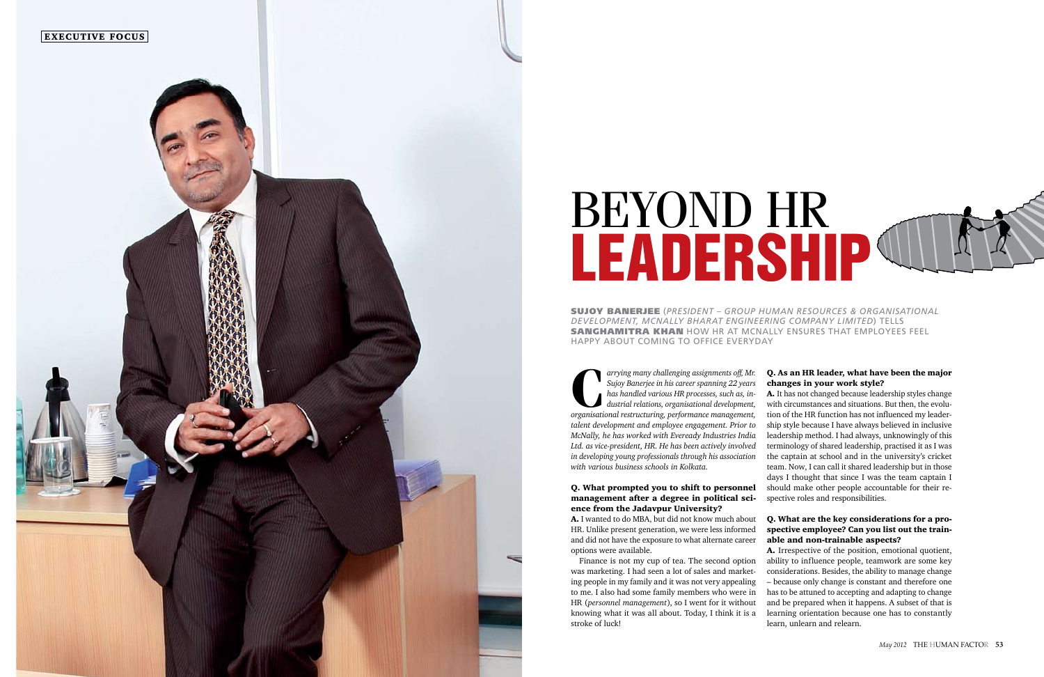EXECUTIVE FOCUS

# BEYOND HR LEADERSHIP

**SUJOY BANERJEE** (*PRESIDENT – GROUP HUMAN RESOURCES & ORGANISATIONAL DEVELOPMENT, MCNALLY BHARAT ENGINEERING COMPANY LIMITED*) TELLS **SANGHAMITRA KHAN** HOW HR AT MCNALLY ENSURES THAT EMPLOYEES FEEL HAPPY ABOUT COMING TO OFFICE EVERYDAY

*Carrying many challenging assignments off, Mr. Sujoy Banerjee in his career spanning 22 years has handled various HR processes, such as, industrial relations, organisational development, organisational restructuring, performance management, talent development and employee engagement. Prior to McNally, he has worked with Eveready Industries India Ltd. as vice-president, HR. He has been actively involved in developing young professionals through his association with various business schools in Kolkata.*

**Q. What prompted you to shift to personnel management after a degree in political science from the Jadavpur University?**

**A.** I wanted to do MBA, but did not know much about HR. Unlike present generation, we were less informed and did not have the exposure to what alternate career options were available.

Finance is not my cup of tea. The second option was marketing. I had seen a lot of sales and marketing people in my family and it was not very appealing to me. I also had some family members who were in HR (*personnel management*), so I went for it without knowing what it was all about. Today, I think it is a stroke of luck!

**Q. As an HR leader, what have been the major changes in your work style?**

**A.** It has not changed because leadership styles change with circumstances and situations. But then, the evolution of the HR function has not influenced my leadership style because I have always believed in inclusive leadership method. I had always, unknowingly of this terminology of shared leadership, practised it as I was the captain at school and in the university's cricket team. Now, I can call it shared leadership but in those days I thought that since I was the team captain I should make other people accountable for their respective roles and responsibilities.

**Q. What are the key considerations for a prospective employee? Can you list out the trainable and non-trainable aspects?**

**A.** Irrespective of the position, emotional quotient, ability to influence people, teamwork are some key considerations. Besides, the ability to manage change – because only change is constant and therefore one has to be attuned to accepting and adapting to change and be prepared when it happens. A subset of that is learning orientation because one has to constantly learn, unlearn and relearn.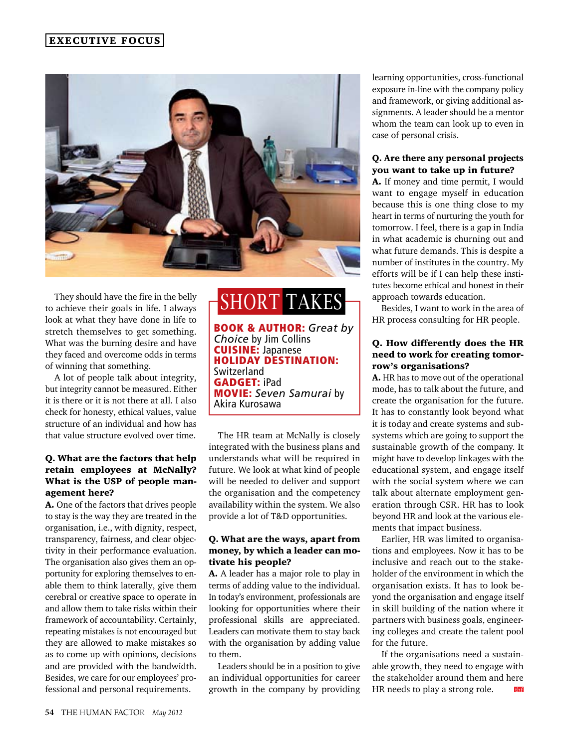They should have the fire in the belly to achieve their goals in life. I always look at what they have done in life to stretch themselves to get something. What was the burning desire and have they faced and overcome odds in terms of winning that something.

A lot of people talk about integrity, but integrity cannot be measured. Either it is there or it is not there at all. I also check for honesty, ethical values, value structure of an individual and how has that value structure evolved over time.

**Q. What are the factors that help retain employees at McNally? What is the USP of people management here?**

**A.** One of the factors that drives people to stay is the way they are treated in the organisation, i.e., with dignity, respect, transparency, fairness, and clear objectivity in their performance evaluation. The organisation also gives them an opportunity for exploring themselves to enable them to think laterally, give them cerebral or creative space to operate in and allow them to take risks within their framework of accountability. Certainly, repeating mistakes is not encouraged but they are allowed to make mistakes so as to come up with opinions, decisions and are provided with the bandwidth. Besides, we care for our employees' professional and personal requirements.

## SHORT TAKES

**BOOK & AUTHOR:** *Great by Choice* by Jim Collins
**CUISINE:** Japanese
**HOLIDAY DESTINATION:** Switzerland
**GADGET:** iPad
**MOVIE:** *Seven Samurai* by Akira Kurosawa

The HR team at McNally is closely integrated with the business plans and understands what will be required in future. We look at what kind of people will be needed to deliver and support the organisation and the competency availability within the system. We also provide a lot of T&D opportunities.

**Q. What are the ways, apart from money, by which a leader can motivate his people?**

**A.** A leader has a major role to play in terms of adding value to the individual. In today's environment, professionals are looking for opportunities where their professional skills are appreciated. Leaders can motivate them to stay back with the organisation by adding value to them.

Leaders should be in a position to give an individual opportunities for career growth in the company by providing learning opportunities, cross-functional exposure in-line with the company policy and framework, or giving additional assignments. A leader should be a mentor whom the team can look up to even in case of personal crisis.

**Q. Are there any personal projects you want to take up in future?**

**A.** If money and time permit, I would want to engage myself in education because this is one thing close to my heart in terms of nurturing the youth for tomorrow. I feel, there is a gap in India in what academic is churning out and what future demands. This is despite a number of institutes in the country. My efforts will be if I can help these institutes become ethical and honest in their approach towards education.

Besides, I want to work in the area of HR process consulting for HR people.

**Q. How differently does the HR need to work for creating tomorrow's organisations?**

**A.** HR has to move out of the operational mode, has to talk about the future, and create the organisation for the future. It has to constantly look beyond what it is today and create systems and subsystems which are going to support the sustainable growth of the company. It might have to develop linkages with the educational system, and engage itself with the social system where we can talk about alternate employment generation through CSR. HR has to look beyond HR and look at the various elements that impact business.

Earlier, HR was limited to organisations and employees. Now it has to be inclusive and reach out to the stakeholder of the environment in which the organisation exists. It has to look beyond the organisation and engage itself in skill building of the nation where it partners with business goals, engineering colleges and create the talent pool for the future.

If the organisations need a sustainable growth, they need to engage with the stakeholder around them and here HR needs to play a strong role.